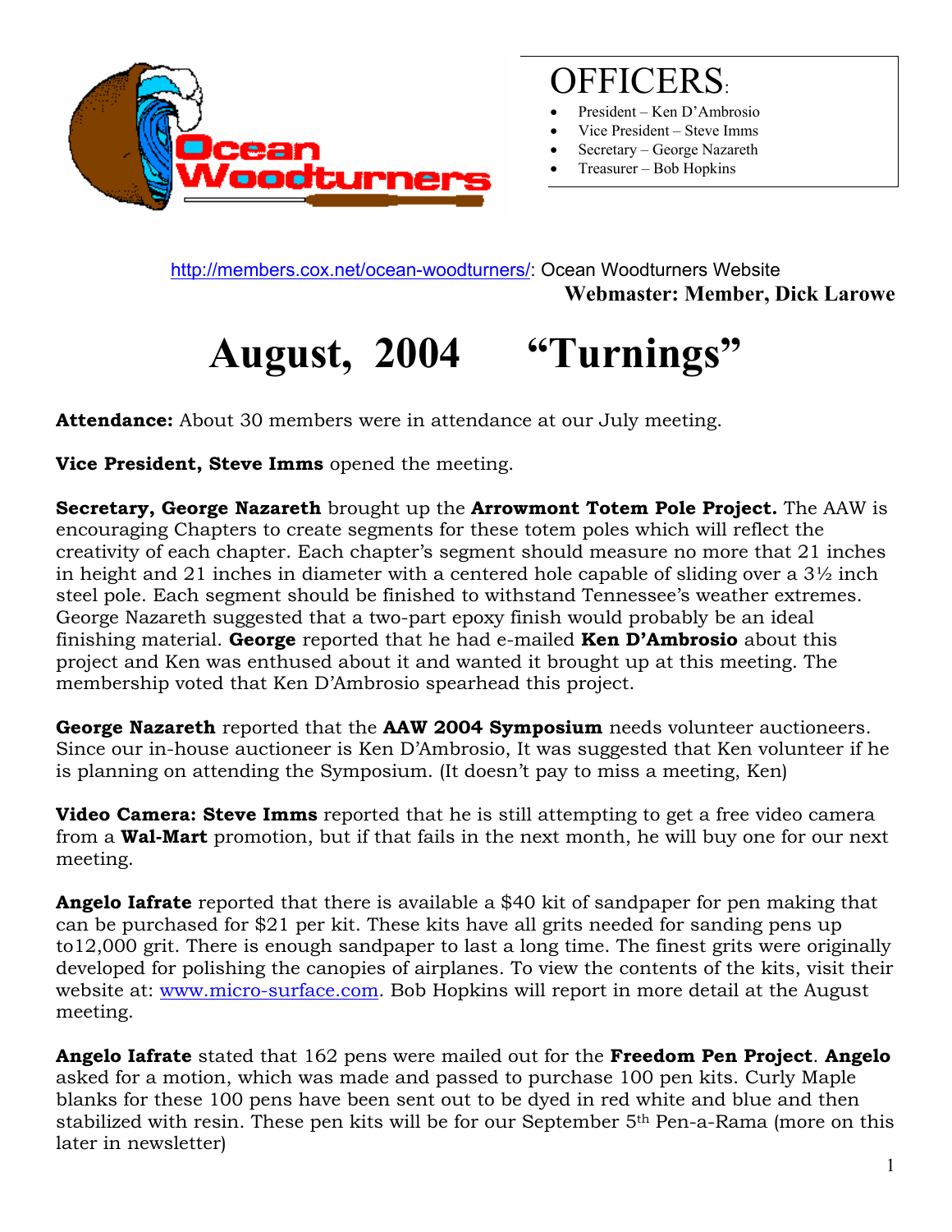# OFFICERS:

- President – Ken D'Ambrosio
- Vice President – Steve Imms
- Secretary – George Nazareth
- Treasurer – Bob Hopkins

http://members.cox.net/ocean-woodturners/: Ocean Woodturners Website

**Webmaster: Member, Dick Larowe**

# August, 2004 "Turnings"

**Attendance:** About 30 members were in attendance at our July meeting.

**Vice President, Steve Imms** opened the meeting.

**Secretary, George Nazareth** brought up the **Arrowmont Totem Pole Project.** The AAW is encouraging Chapters to create segments for these totem poles which will reflect the creativity of each chapter. Each chapter's segment should measure no more that 21 inches in height and 21 inches in diameter with a centered hole capable of sliding over a 3½ inch steel pole. Each segment should be finished to withstand Tennessee's weather extremes. George Nazareth suggested that a two-part epoxy finish would probably be an ideal finishing material. **George** reported that he had e-mailed **Ken D'Ambrosio** about this project and Ken was enthused about it and wanted it brought up at this meeting. The membership voted that Ken D'Ambrosio spearhead this project.

**George Nazareth** reported that the **AAW 2004 Symposium** needs volunteer auctioneers. Since our in-house auctioneer is Ken D'Ambrosio, It was suggested that Ken volunteer if he is planning on attending the Symposium. (It doesn't pay to miss a meeting, Ken)

**Video Camera: Steve Imms** reported that he is still attempting to get a free video camera from a **Wal-Mart** promotion, but if that fails in the next month, he will buy one for our next meeting.

**Angelo Iafrate** reported that there is available a $40 kit of sandpaper for pen making that can be purchased for $21 per kit. These kits have all grits needed for sanding pens up to12,000 grit. There is enough sandpaper to last a long time. The finest grits were originally developed for polishing the canopies of airplanes. To view the contents of the kits, visit their website at: www.micro-surface.com. Bob Hopkins will report in more detail at the August meeting.

**Angelo Iafrate** stated that 162 pens were mailed out for the **Freedom Pen Project**. **Angelo** asked for a motion, which was made and passed to purchase 100 pen kits. Curly Maple blanks for these 100 pens have been sent out to be dyed in red white and blue and then stabilized with resin. These pen kits will be for our September 5th Pen-a-Rama (more on this later in newsletter)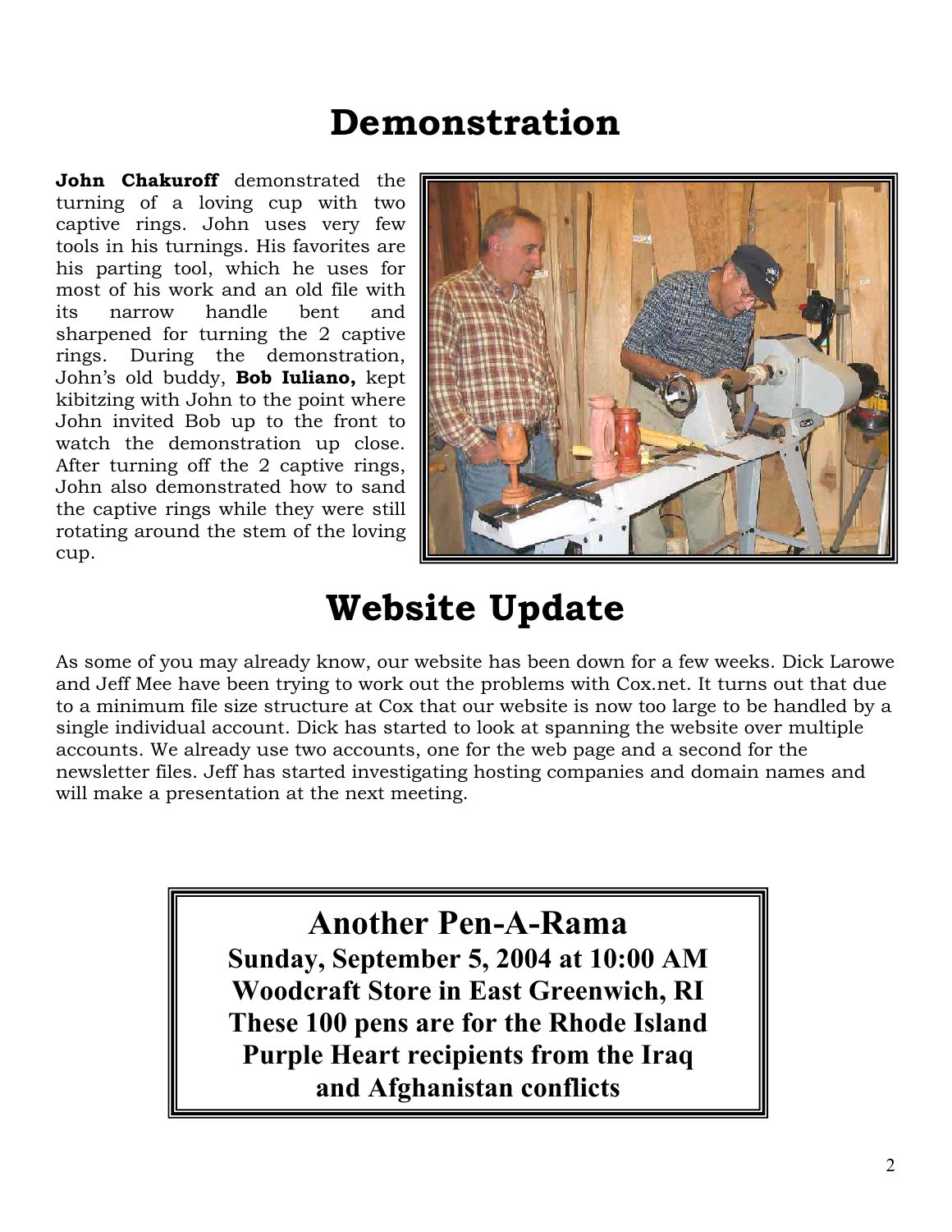# Demonstration

**John Chakuroff** demonstrated the turning of a loving cup with two captive rings. John uses very few tools in his turnings. His favorites are his parting tool, which he uses for most of his work and an old file with its narrow handle bent and sharpened for turning the 2 captive rings. During the demonstration, John's old buddy, **Bob Iuliano,** kept kibitzing with John to the point where John invited Bob up to the front to watch the demonstration up close. After turning off the 2 captive rings, John also demonstrated how to sand the captive rings while they were still rotating around the stem of the loving cup.

# Website Update

As some of you may already know, our website has been down for a few weeks. Dick Larowe and Jeff Mee have been trying to work out the problems with Cox.net. It turns out that due to a minimum file size structure at Cox that our website is now too large to be handled by a single individual account. Dick has started to look at spanning the website over multiple accounts. We already use two accounts, one for the web page and a second for the newsletter files. Jeff has started investigating hosting companies and domain names and will make a presentation at the next meeting.

## Another Pen-A-Rama

**Sunday, September 5, 2004 at 10:00 AM**
**Woodcraft Store in East Greenwich, RI**
**These 100 pens are for the Rhode Island Purple Heart recipients from the Iraq and Afghanistan conflicts**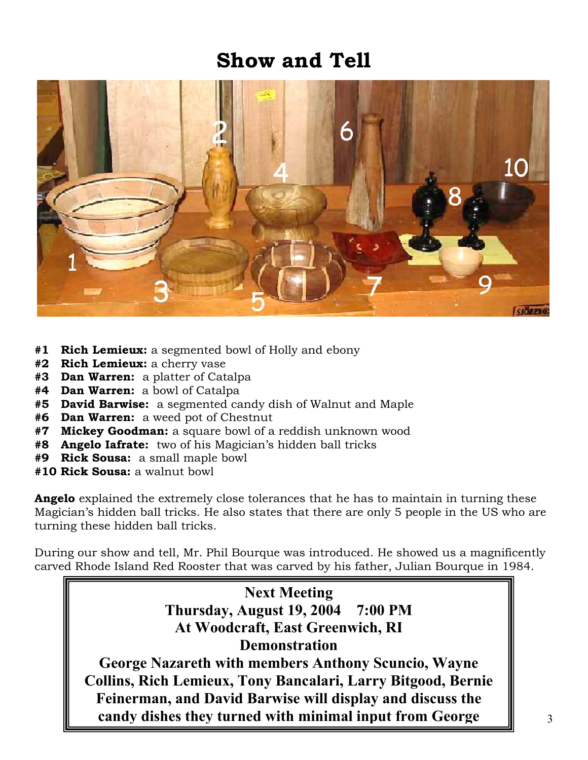# Show and Tell

- **#1 Rich Lemieux:** a segmented bowl of Holly and ebony
- **#2 Rich Lemieux:** a cherry vase
- **#3 Dan Warren:** a platter of Catalpa
- **#4 Dan Warren:** a bowl of Catalpa
- **#5 David Barwise:** a segmented candy dish of Walnut and Maple
- **#6 Dan Warren:** a weed pot of Chestnut
- **#7 Mickey Goodman:** a square bowl of a reddish unknown wood
- **#8 Angelo Iafrate:** two of his Magician's hidden ball tricks
- **#9 Rick Sousa:** a small maple bowl
- **#10 Rick Sousa:** a walnut bowl

**Angelo** explained the extremely close tolerances that he has to maintain in turning these Magician's hidden ball tricks. He also states that there are only 5 people in the US who are turning these hidden ball tricks.

During our show and tell, Mr. Phil Bourque was introduced. He showed us a magnificently carved Rhode Island Red Rooster that was carved by his father, Julian Bourque in 1984.

**Next Meeting**
**Thursday, August 19, 2004 7:00 PM**
**At Woodcraft, East Greenwich, RI**
**Demonstration**
**George Nazareth with members Anthony Scuncio, Wayne Collins, Rich Lemieux, Tony Bancalari, Larry Bitgood, Bernie Feinerman, and David Barwise will display and discuss the candy dishes they turned with minimal input from George**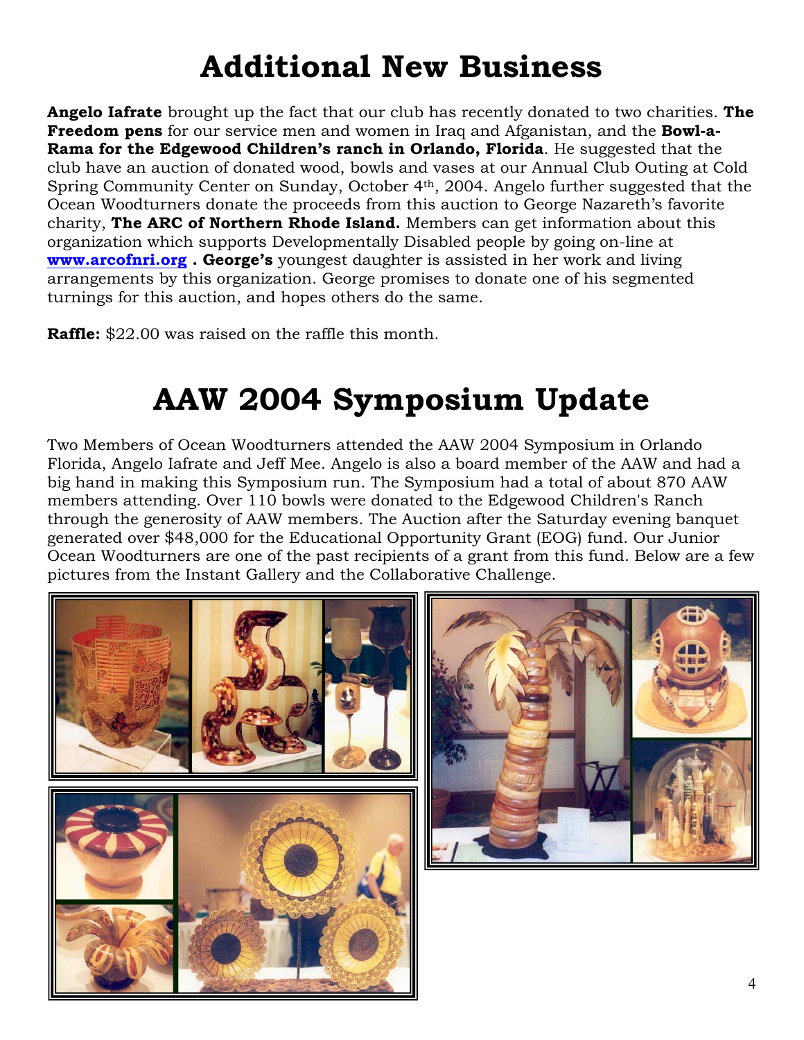# Additional New Business

**Angelo Iafrate** brought up the fact that our club has recently donated to two charities. **The Freedom pens** for our service men and women in Iraq and Afganistan, and the **Bowl-a-Rama for the Edgewood Children's ranch in Orlando, Florida**. He suggested that the club have an auction of donated wood, bowls and vases at our Annual Club Outing at Cold Spring Community Center on Sunday, October 4th, 2004. Angelo further suggested that the Ocean Woodturners donate the proceeds from this auction to George Nazareth's favorite charity, **The ARC of Northern Rhode Island.** Members can get information about this organization which supports Developmentally Disabled people by going on-line at **www.arcofnri.org** **. George's** youngest daughter is assisted in her work and living arrangements by this organization. George promises to donate one of his segmented turnings for this auction, and hopes others do the same.

**Raffle:** $22.00 was raised on the raffle this month.

# AAW 2004 Symposium Update

Two Members of Ocean Woodturners attended the AAW 2004 Symposium in Orlando Florida, Angelo Iafrate and Jeff Mee. Angelo is also a board member of the AAW and had a big hand in making this Symposium run. The Symposium had a total of about 870 AAW members attending. Over 110 bowls were donated to the Edgewood Children's Ranch through the generosity of AAW members. The Auction after the Saturday evening banquet generated over $48,000 for the Educational Opportunity Grant (EOG) fund. Our Junior Ocean Woodturners are one of the past recipients of a grant from this fund. Below are a few pictures from the Instant Gallery and the Collaborative Challenge.